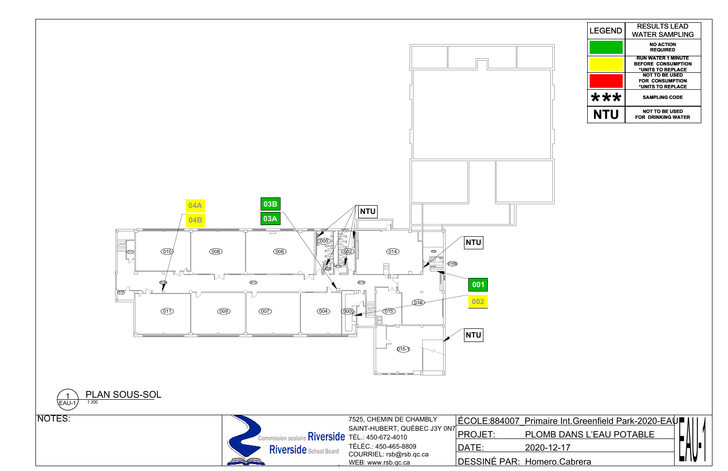| LEGEND | RESULTS LEAD WATER SAMPLING |
|---|---|
| (green) | NO ACTION REQUIRED |
| (yellow) | RUN WATER 1 MINUTE BEFORE CONSUMPTION *UNITS TO REPLACE |
| (red) | NOT TO BE USED FOR CONSUMPTION *UNITS TO REPLACE |
| *** | SAMPLING CODE |
| NTU | NOT TO BE USED FOR DRINKING WATER |

04A

04B

03B

03A

NTU

NTU

001

002

NTU

010 008 006 005 002 014 016B 013 012 011 009 007 004 003 015 016 015-1

1 EAU-1 PLAN SOUS-SOL 1:300

NOTES:

Commission scolaire Riverside
Riverside School Board

7525, CHEMIN DE CHAMBLY
SAINT-HUBERT, QUÉBEC J3Y 0N7
TÉL.: 450-672-4010
TÉLÉC.: 450-465-8809
COURRIEL: rsb@rsb.qc.ca
WEB: www.rsb.qc.ca

| | |
|---|---|
| ÉCOLE: | 884007_Primaire Int.Greenfield Park-2020-EAU |
| PROJET: | PLOMB DANS L'EAU POTABLE |
| DATE: | 2020-12-17 |
| DESSINÉ PAR: | Homero.Cabrera |

EAU-1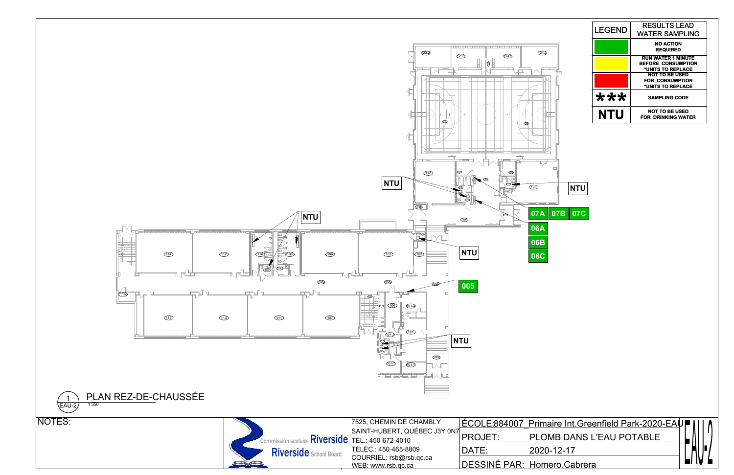| LEGEND | RESULTS LEAD WATER SAMPLING |
| --- | --- |
| (green) | NO ACTION REQUIRED |
| (yellow) | RUN WATER 1 MINUTE BEFORE CONSUMPTION *UNITS TO REPLACE |
| (red) | NOT TO BE USED FOR CONSUMPTION *UNITS TO REPLACE |
| *** | SAMPLING CODE |
| NTU | NOT TO BE USED FOR DRINKING WATER |

NTU

NTU

NTU

07A 07B 07C

06A

06B

06C

NTU

005

NTU

1 EAU-2 PLAN REZ-DE-CHAUSSÉE 1:350

NOTES:

Commission scolaire Riverside
Riverside School Board

7525, CHEMIN DE CHAMBLY
SAINT-HUBERT, QUÉBEC J3Y 0N7
TÉL.: 450-672-4010
TÉLÉC.: 450-465-8809
COURRIEL: rsb@rsb.qc.ca
WEB: www.rsb.qc.ca

| | |
| --- | --- |
| ÉCOLE: | 884007_Primaire Int.Greenfield Park-2020-EAU |
| PROJET: | PLOMB DANS L'EAU POTABLE |
| DATE: | 2020-12-17 |
| DESSINÉ PAR: | Homero.Cabrera |

EAU-2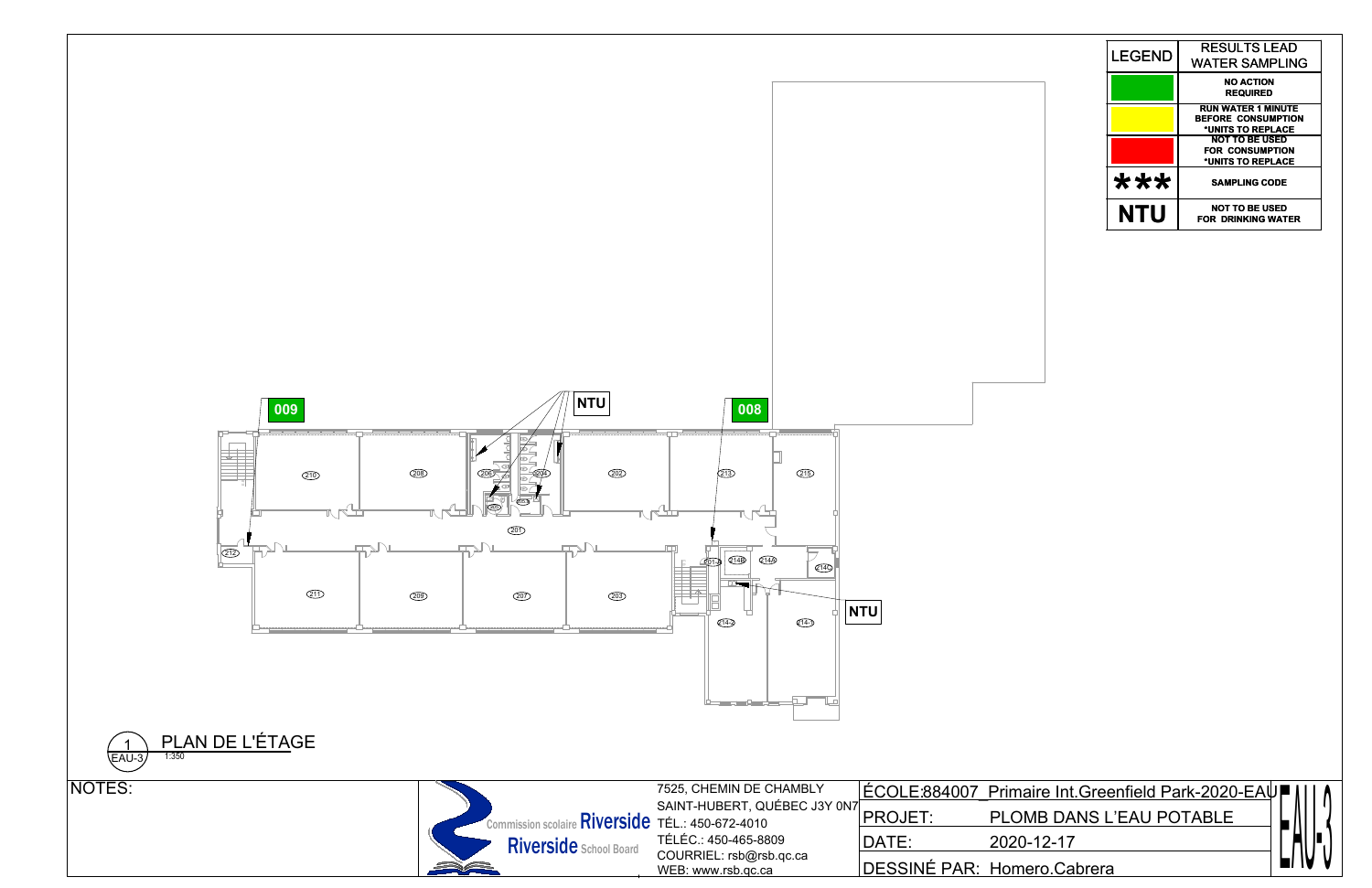| LEGEND | RESULTS LEAD WATER SAMPLING |
| --- | --- |
| (green) | NO ACTION REQUIRED |
| (yellow) | RUN WATER 1 MINUTE BEFORE CONSUMPTION *UNITS TO REPLACE |
| (red) | NOT TO BE USED FOR CONSUMPTION *UNITS TO REPLACE |
| *** | SAMPLING CODE |
| NTU | NOT TO BE USED FOR DRINKING WATER |

009

NTU

008

NTU

210 208 206 205 204 203 202 213 215 201 212 211 209 207 203 214-A 214B 214A 214C 214-2 214-1

## 1 PLAN DE L'ÉTAGE

EAU-3 1:350

NOTES:

Commission scolaire Riverside
Riverside School Board

7525, CHEMIN DE CHAMBLY
SAINT-HUBERT, QUÉBEC J3Y 0N7
TÉL.: 450-672-4010
TÉLÉC.: 450-465-8809
COURRIEL: rsb@rsb.qc.ca
WEB: www.rsb.qc.ca

| | |
| --- | --- |
| ÉCOLE: | 884007_Primaire Int.Greenfield Park-2020-EAU |
| PROJET: | PLOMB DANS L'EAU POTABLE |
| DATE: | 2020-12-17 |
| DESSINÉ PAR: | Homero.Cabrera |

EAU-3